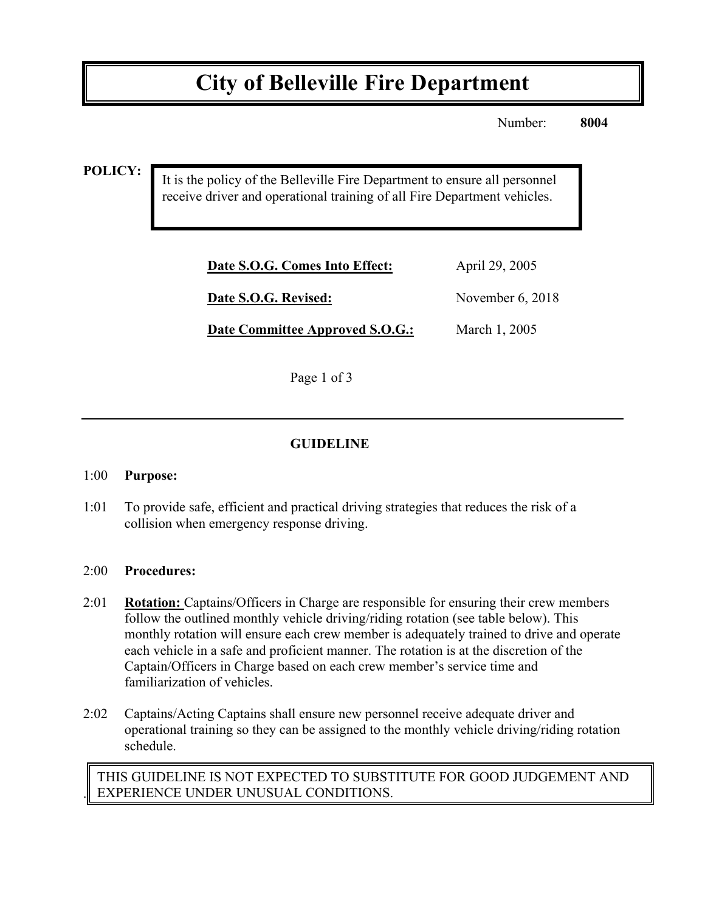# City of Belleville Fire Department

Number: **8004**

**POLICY:**

It is the policy of the Belleville Fire Department to ensure all personnel receive driver and operational training of all Fire Department vehicles.

| | |
|---|---|
| **Date S.O.G. Comes Into Effect:** | April 29, 2005 |
| **Date S.O.G. Revised:** | November 6, 2018 |
| **Date Committee Approved S.O.G.:** | March 1, 2005 |

---

## GUIDELINE

1:00 **Purpose:**

1:01 To provide safe, efficient and practical driving strategies that reduces the risk of a collision when emergency response driving.

2:00 **Procedures:**

2:01 **Rotation:** Captains/Officers in Charge are responsible for ensuring their crew members follow the outlined monthly vehicle driving/riding rotation (see table below). This monthly rotation will ensure each crew member is adequately trained to drive and operate each vehicle in a safe and proficient manner. The rotation is at the discretion of the Captain/Officers in Charge based on each crew member's service time and familiarization of vehicles.

2:02 Captains/Acting Captains shall ensure new personnel receive adequate driver and operational training so they can be assigned to the monthly vehicle driving/riding rotation schedule.

THIS GUIDELINE IS NOT EXPECTED TO SUBSTITUTE FOR GOOD JUDGEMENT AND EXPERIENCE UNDER UNUSUAL CONDITIONS.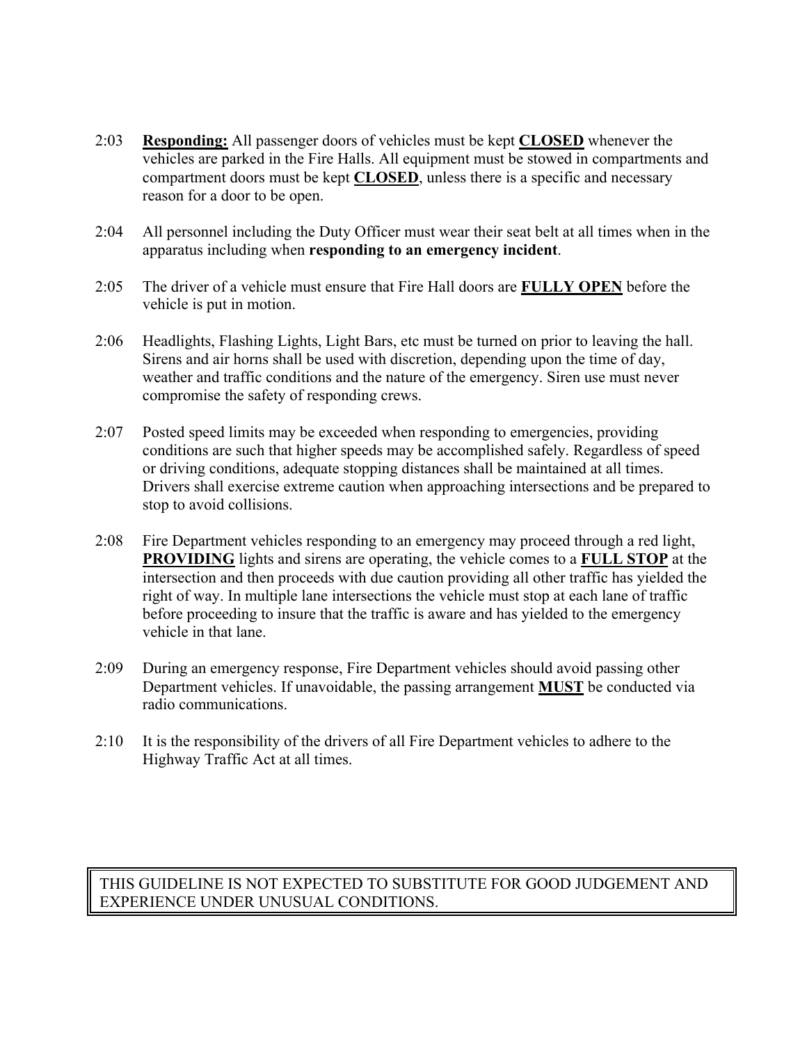2:03 **<u>Responding:</u>** All passenger doors of vehicles must be kept **<u>CLOSED</u>** whenever the vehicles are parked in the Fire Halls. All equipment must be stowed in compartments and compartment doors must be kept **<u>CLOSED</u>**, unless there is a specific and necessary reason for a door to be open.

2:04 All personnel including the Duty Officer must wear their seat belt at all times when in the apparatus including when **responding to an emergency incident**.

2:05 The driver of a vehicle must ensure that Fire Hall doors are **<u>FULLY OPEN</u>** before the vehicle is put in motion.

2:06 Headlights, Flashing Lights, Light Bars, etc must be turned on prior to leaving the hall. Sirens and air horns shall be used with discretion, depending upon the time of day, weather and traffic conditions and the nature of the emergency. Siren use must never compromise the safety of responding crews.

2:07 Posted speed limits may be exceeded when responding to emergencies, providing conditions are such that higher speeds may be accomplished safely. Regardless of speed or driving conditions, adequate stopping distances shall be maintained at all times. Drivers shall exercise extreme caution when approaching intersections and be prepared to stop to avoid collisions.

2:08 Fire Department vehicles responding to an emergency may proceed through a red light, **<u>PROVIDING</u>** lights and sirens are operating, the vehicle comes to a **<u>FULL STOP</u>** at the intersection and then proceeds with due caution providing all other traffic has yielded the right of way. In multiple lane intersections the vehicle must stop at each lane of traffic before proceeding to insure that the traffic is aware and has yielded to the emergency vehicle in that lane.

2:09 During an emergency response, Fire Department vehicles should avoid passing other Department vehicles. If unavoidable, the passing arrangement **<u>MUST</u>** be conducted via radio communications.

2:10 It is the responsibility of the drivers of all Fire Department vehicles to adhere to the Highway Traffic Act at all times.

| THIS GUIDELINE IS NOT EXPECTED TO SUBSTITUTE FOR GOOD JUDGEMENT AND EXPERIENCE UNDER UNUSUAL CONDITIONS. |
| --- |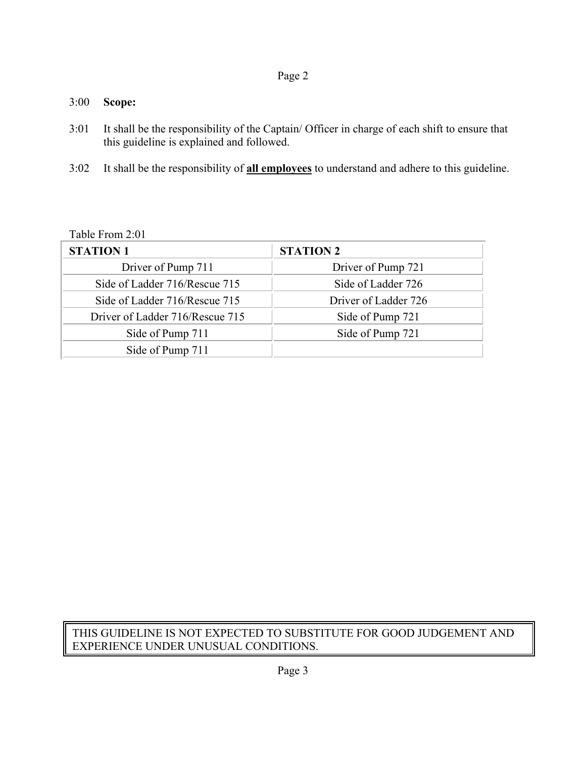3:00 **Scope:**

3:01 It shall be the responsibility of the Captain/ Officer in charge of each shift to ensure that this guideline is explained and followed.

3:02 It shall be the responsibility of **all employees** to understand and adhere to this guideline.

Table From 2:01

| STATION 1 | STATION 2 |
|---|---|
| Driver of Pump 711 | Driver of Pump 721 |
| Side of Ladder 716/Rescue 715 | Side of Ladder 726 |
| Side of Ladder 716/Rescue 715 | Driver of Ladder 726 |
| Driver of Ladder 716/Rescue 715 | Side of Pump 721 |
| Side of Pump 711 | Side of Pump 721 |
| Side of Pump 711 | |

THIS GUIDELINE IS NOT EXPECTED TO SUBSTITUTE FOR GOOD JUDGEMENT AND EXPERIENCE UNDER UNUSUAL CONDITIONS.